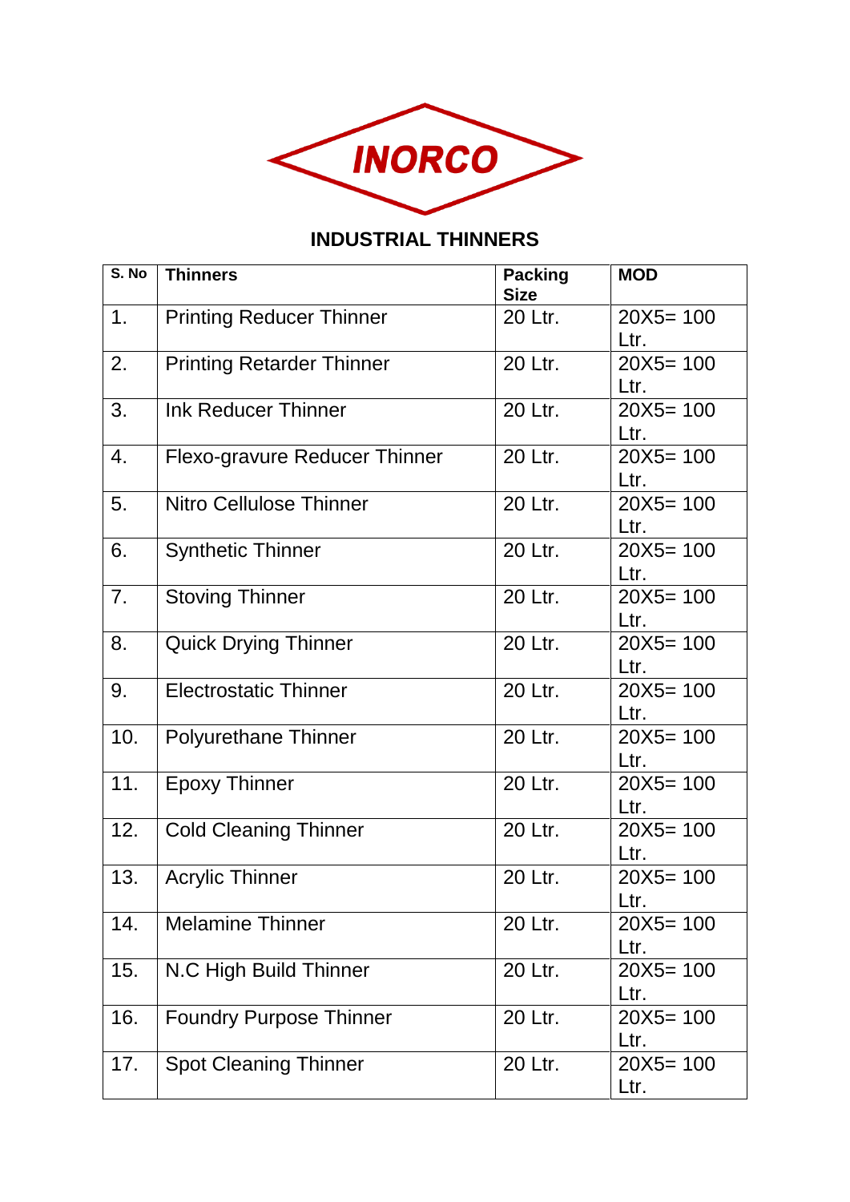INORCO

## INDUSTRIAL THINNERS

| S. No | Thinners | Packing Size | MOD |
|---|---|---|---|
| 1. | Printing Reducer Thinner | 20 Ltr. | 20X5= 100 Ltr. |
| 2. | Printing Retarder Thinner | 20 Ltr. | 20X5= 100 Ltr. |
| 3. | Ink Reducer Thinner | 20 Ltr. | 20X5= 100 Ltr. |
| 4. | Flexo-gravure Reducer Thinner | 20 Ltr. | 20X5= 100 Ltr. |
| 5. | Nitro Cellulose Thinner | 20 Ltr. | 20X5= 100 Ltr. |
| 6. | Synthetic Thinner | 20 Ltr. | 20X5= 100 Ltr. |
| 7. | Stoving Thinner | 20 Ltr. | 20X5= 100 Ltr. |
| 8. | Quick Drying Thinner | 20 Ltr. | 20X5= 100 Ltr. |
| 9. | Electrostatic Thinner | 20 Ltr. | 20X5= 100 Ltr. |
| 10. | Polyurethane Thinner | 20 Ltr. | 20X5= 100 Ltr. |
| 11. | Epoxy Thinner | 20 Ltr. | 20X5= 100 Ltr. |
| 12. | Cold Cleaning Thinner | 20 Ltr. | 20X5= 100 Ltr. |
| 13. | Acrylic Thinner | 20 Ltr. | 20X5= 100 Ltr. |
| 14. | Melamine Thinner | 20 Ltr. | 20X5= 100 Ltr. |
| 15. | N.C High Build Thinner | 20 Ltr. | 20X5= 100 Ltr. |
| 16. | Foundry Purpose Thinner | 20 Ltr. | 20X5= 100 Ltr. |
| 17. | Spot Cleaning Thinner | 20 Ltr. | 20X5= 100 Ltr. |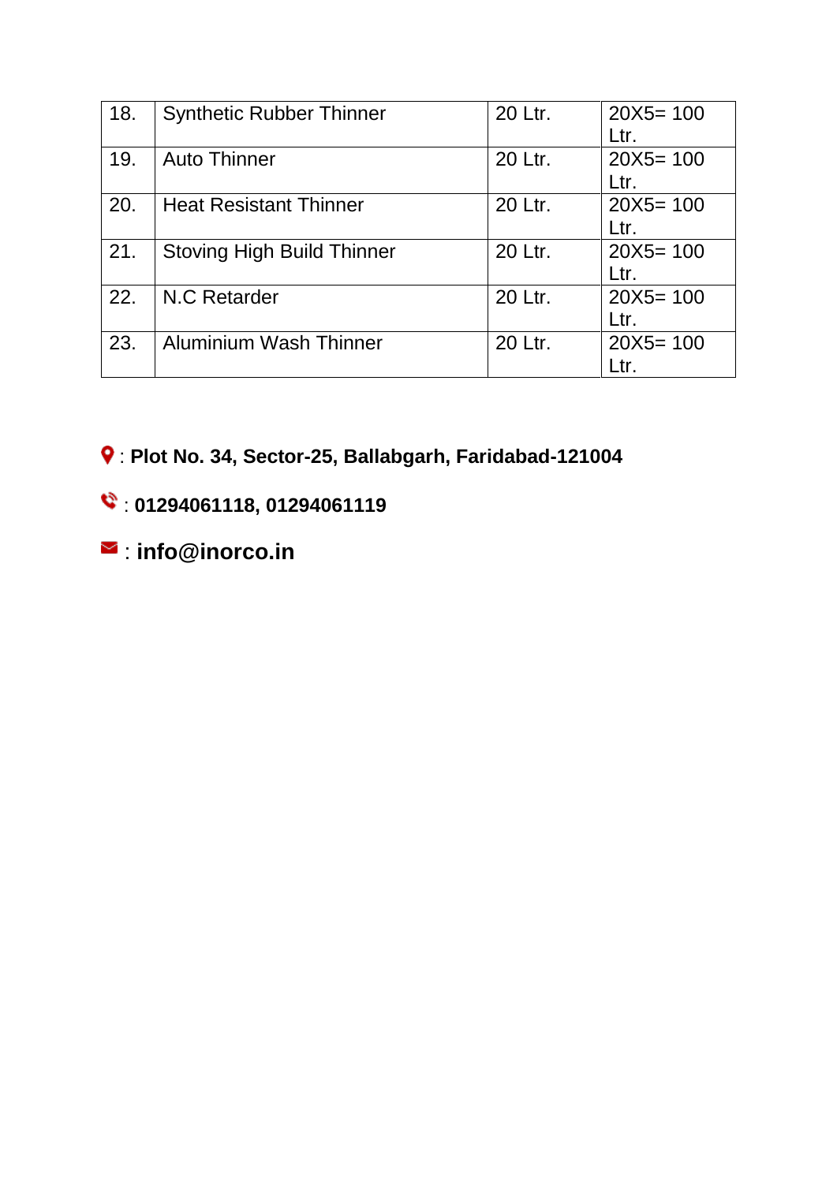| | | | |
|---|---|---|---|
| 18. | Synthetic Rubber Thinner | 20 Ltr. | 20X5= 100 Ltr. |
| 19. | Auto Thinner | 20 Ltr. | 20X5= 100 Ltr. |
| 20. | Heat Resistant Thinner | 20 Ltr. | 20X5= 100 Ltr. |
| 21. | Stoving High Build Thinner | 20 Ltr. | 20X5= 100 Ltr. |
| 22. | N.C Retarder | 20 Ltr. | 20X5= 100 Ltr. |
| 23. | Aluminium Wash Thinner | 20 Ltr. | 20X5= 100 Ltr. |

: **Plot No. 34, Sector-25, Ballabgarh, Faridabad-121004**

: **01294061118, 01294061119**

: **info@inorco.in**